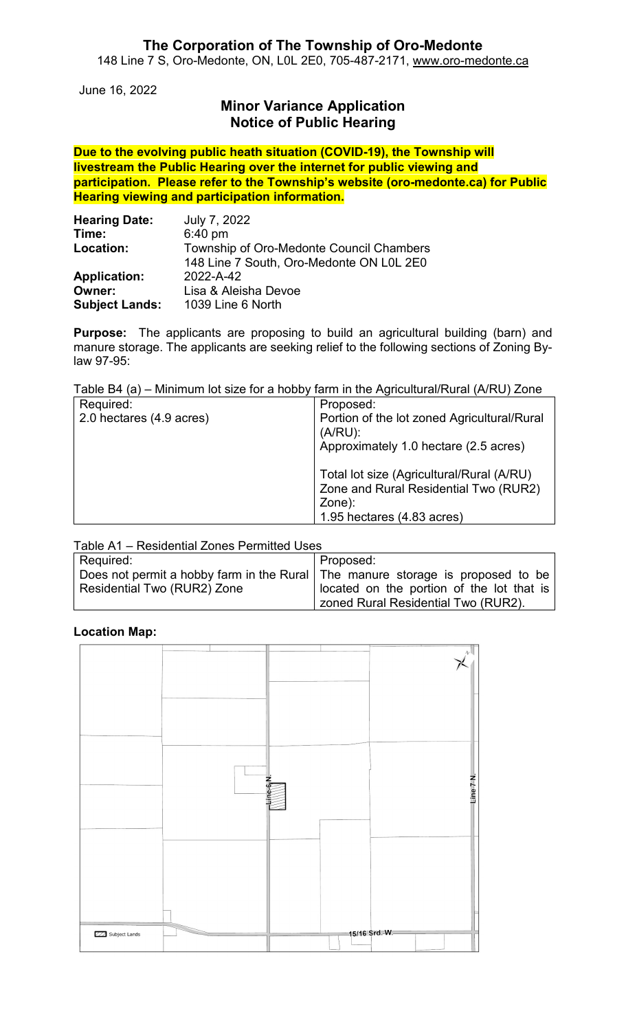# The Corporation of The Township of Oro-Medonte

148 Line 7 S, Oro-Medonte, ON, L0L 2E0, 705-487-2171, www.oro-medonte.ca

June 16, 2022

## Minor Variance Application
## Notice of Public Hearing

**Due to the evolving public heath situation (COVID-19), the Township will livestream the Public Hearing over the internet for public viewing and participation. Please refer to the Township's website (oro-medonte.ca) for Public Hearing viewing and participation information.**

**Hearing Date:** July 7, 2022
**Time:** 6:40 pm
**Location:** Township of Oro-Medonte Council Chambers
148 Line 7 South, Oro-Medonte ON L0L 2E0
**Application:** 2022-A-42
**Owner:** Lisa & Aleisha Devoe
**Subject Lands:** 1039 Line 6 North

**Purpose:** The applicants are proposing to build an agricultural building (barn) and manure storage. The applicants are seeking relief to the following sections of Zoning By-law 97-95:

Table B4 (a) – Minimum lot size for a hobby farm in the Agricultural/Rural (A/RU) Zone

| Required: | Proposed: |
| --- | --- |
| 2.0 hectares (4.9 acres) | Portion of the lot zoned Agricultural/Rural (A/RU):<br>Approximately 1.0 hectare (2.5 acres)<br><br>Total lot size (Agricultural/Rural (A/RU) Zone and Rural Residential Two (RUR2) Zone):<br>1.95 hectares (4.83 acres) |

Table A1 – Residential Zones Permitted Uses

| Required: | Proposed: |
| --- | --- |
| Does not permit a hobby farm in the Rural Residential Two (RUR2) Zone | The manure storage is proposed to be located on the portion of the lot that is zoned Rural Residential Two (RUR2). |

**Location Map:**

Line 6 N.
Line 7 N.
15/16 Srd. W.
Subject Lands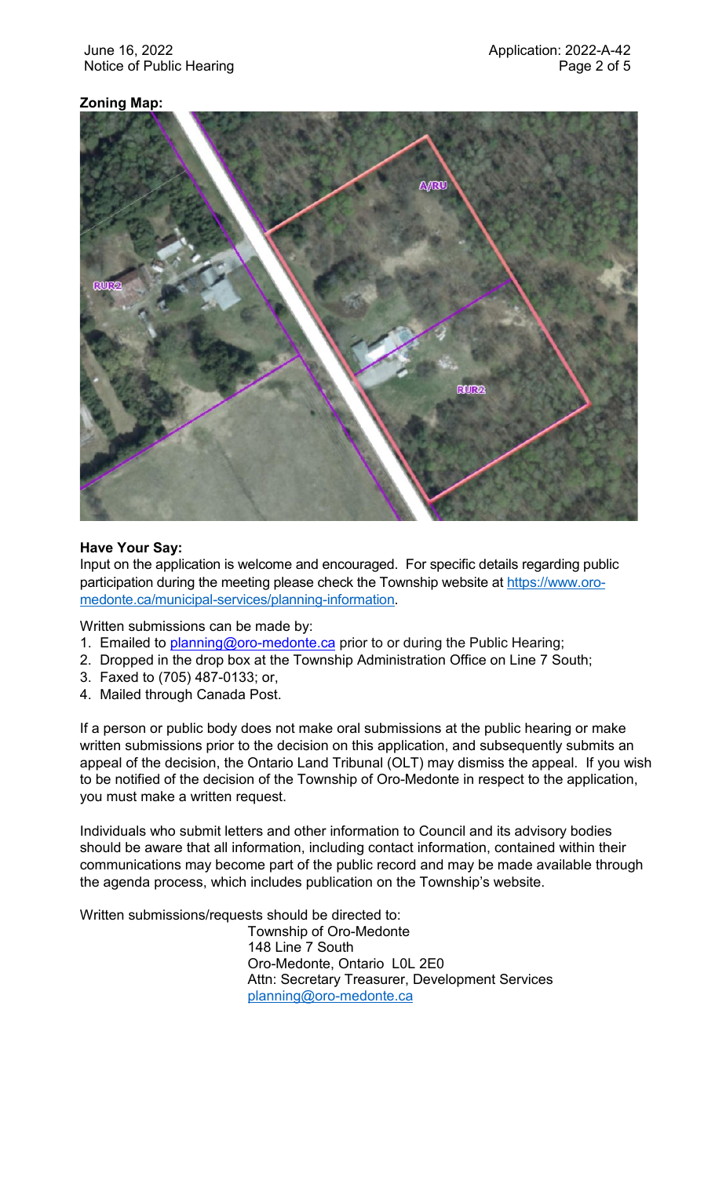**Zoning Map:**

**Have Your Say:**
Input on the application is welcome and encouraged. For specific details regarding public participation during the meeting please check the Township website at [https://www.oro-medonte.ca/municipal-services/planning-information](https://www.oro-medonte.ca/municipal-services/planning-information).

Written submissions can be made by:

1. Emailed to [planning@oro-medonte.ca](mailto:planning@oro-medonte.ca) prior to or during the Public Hearing;
2. Dropped in the drop box at the Township Administration Office on Line 7 South;
3. Faxed to (705) 487-0133; or,
4. Mailed through Canada Post.

If a person or public body does not make oral submissions at the public hearing or make written submissions prior to the decision on this application, and subsequently submits an appeal of the decision, the Ontario Land Tribunal (OLT) may dismiss the appeal. If you wish to be notified of the decision of the Township of Oro-Medonte in respect to the application, you must make a written request.

Individuals who submit letters and other information to Council and its advisory bodies should be aware that all information, including contact information, contained within their communications may become part of the public record and may be made available through the agenda process, which includes publication on the Township's website.

Written submissions/requests should be directed to:

Township of Oro-Medonte
148 Line 7 South
Oro-Medonte, Ontario L0L 2E0
Attn: Secretary Treasurer, Development Services
[planning@oro-medonte.ca](mailto:planning@oro-medonte.ca)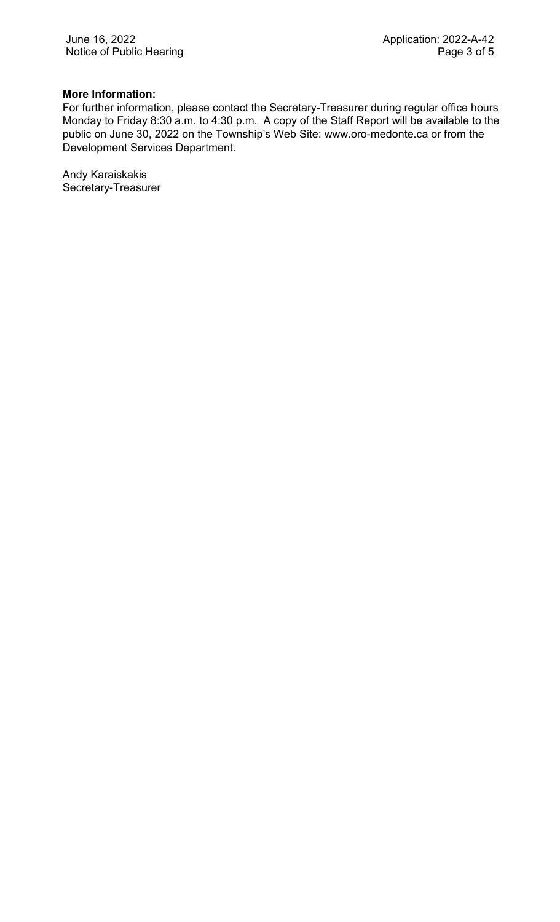**More Information:**

For further information, please contact the Secretary-Treasurer during regular office hours Monday to Friday 8:30 a.m. to 4:30 p.m. A copy of the Staff Report will be available to the public on June 30, 2022 on the Township's Web Site: www.oro-medonte.ca or from the Development Services Department.

Andy Karaiskakis
Secretary-Treasurer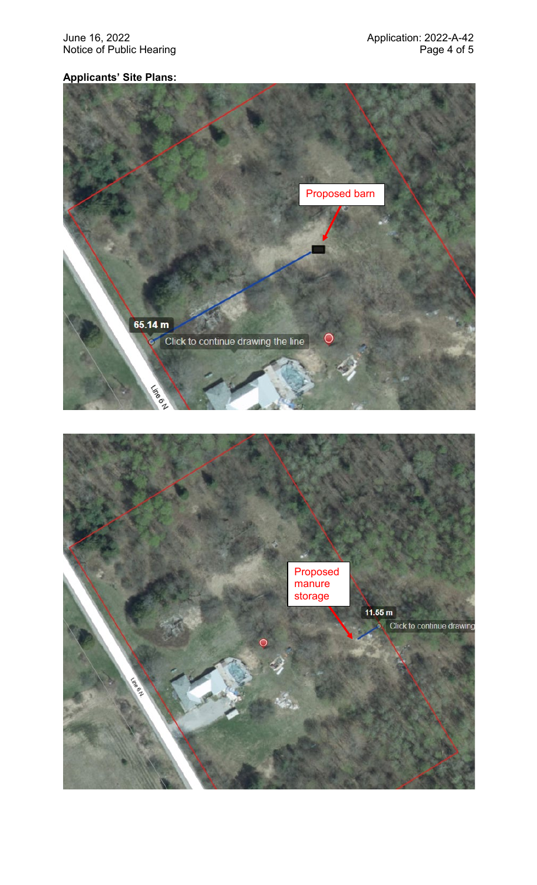**Applicants' Site Plans:**

Proposed barn

65.14 m

Click to continue drawing the line

Line 6 N

Proposed manure storage

11.55 m

Click to continue drawing

Line 6 N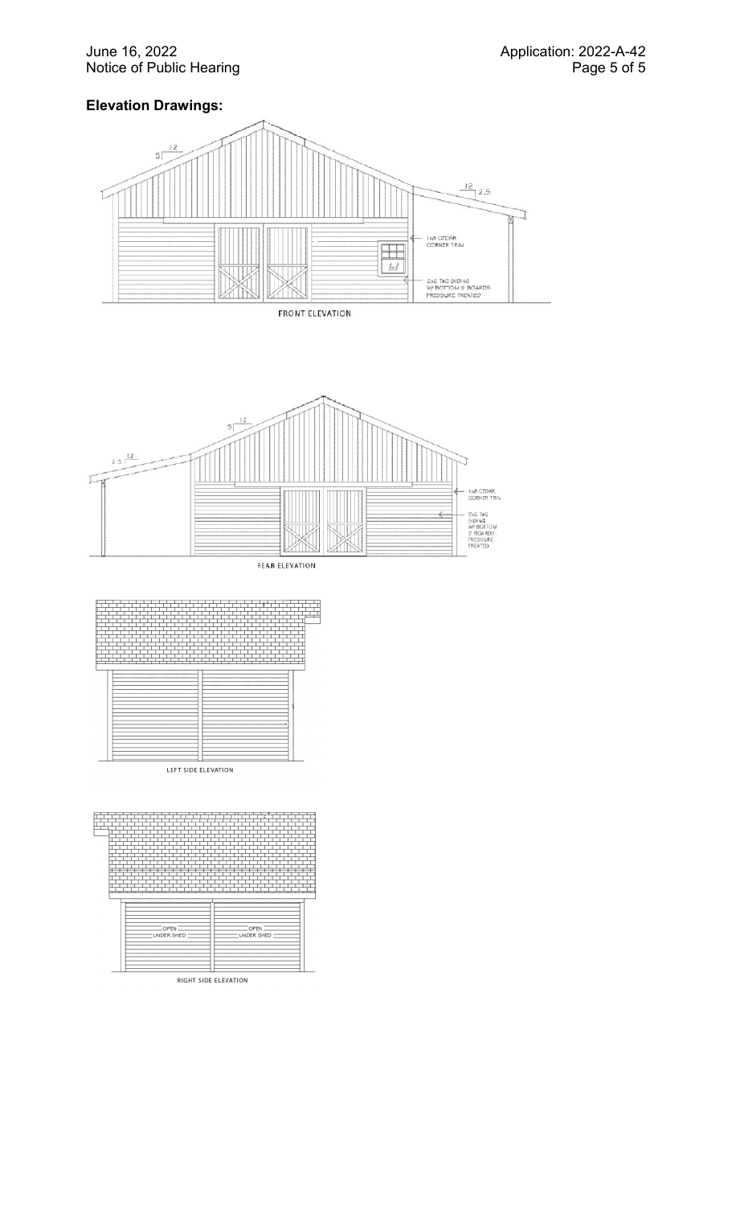## Elevation Drawings:

5
12

12
2.5

1x8 CEDAR CORNER TRIM

2x6 T&G SIDING W/ BOTTOM 2 BOARDS PRESSURE TREATED

FRONT ELEVATION

5
12

2.5
12

1x8 CEDAR CORNER TRIM

2x6 T&G SIDING W/ BOTTOM 2 BOARDS PRESSURE TREATED

REAR ELEVATION

LEFT SIDE ELEVATION

OPEN UNDER SHED

OPEN UNDER SHED

RIGHT SIDE ELEVATION